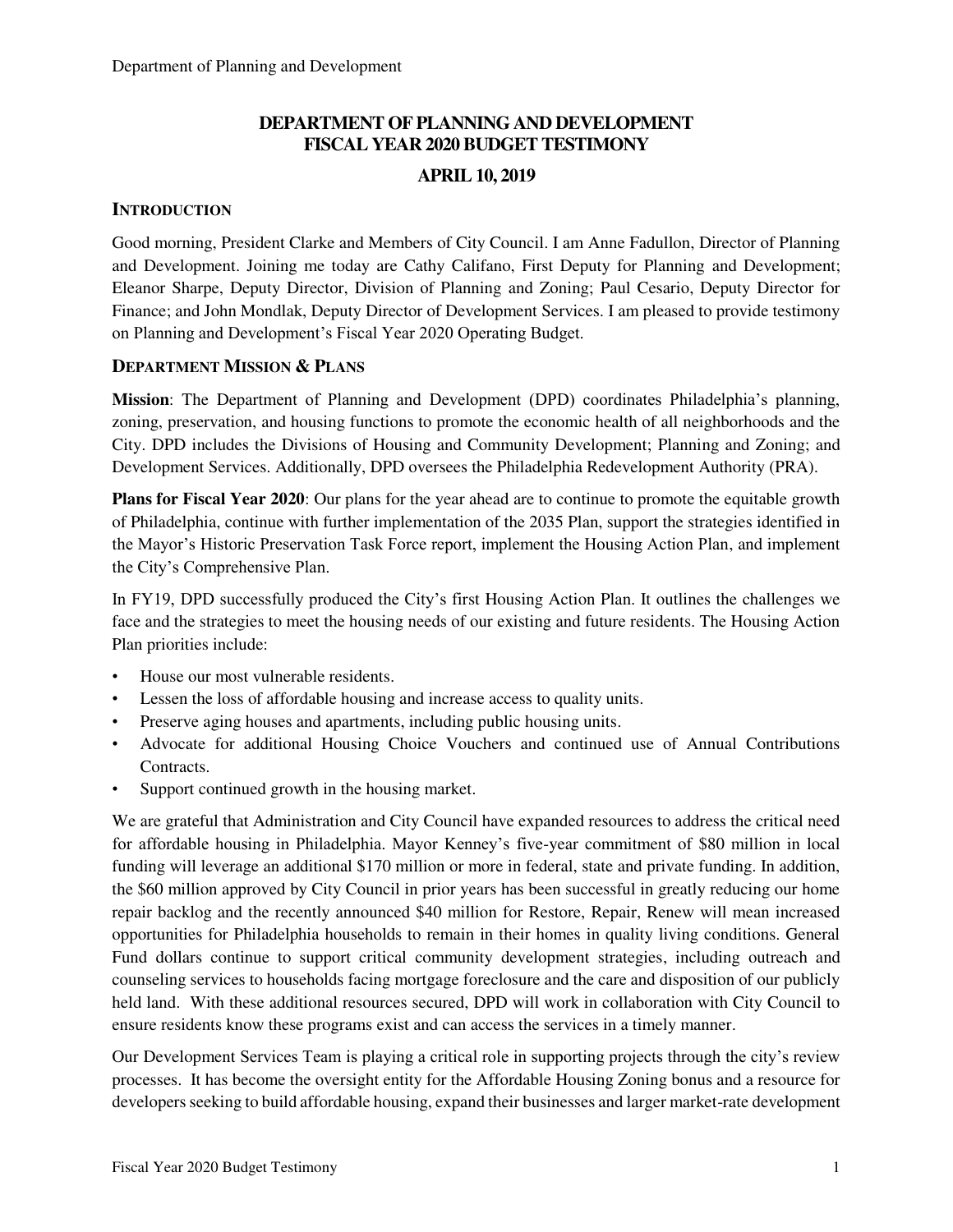# DEPARTMENT OF PLANNING AND DEVELOPMENT
# FISCAL YEAR 2020 BUDGET TESTIMONY

## APRIL 10, 2019

### INTRODUCTION

Good morning, President Clarke and Members of City Council. I am Anne Fadullon, Director of Planning and Development. Joining me today are Cathy Califano, First Deputy for Planning and Development; Eleanor Sharpe, Deputy Director, Division of Planning and Zoning; Paul Cesario, Deputy Director for Finance; and John Mondlak, Deputy Director of Development Services. I am pleased to provide testimony on Planning and Development's Fiscal Year 2020 Operating Budget.

### DEPARTMENT MISSION & PLANS

**Mission**: The Department of Planning and Development (DPD) coordinates Philadelphia's planning, zoning, preservation, and housing functions to promote the economic health of all neighborhoods and the City. DPD includes the Divisions of Housing and Community Development; Planning and Zoning; and Development Services. Additionally, DPD oversees the Philadelphia Redevelopment Authority (PRA).

**Plans for Fiscal Year 2020**: Our plans for the year ahead are to continue to promote the equitable growth of Philadelphia, continue with further implementation of the 2035 Plan, support the strategies identified in the Mayor's Historic Preservation Task Force report, implement the Housing Action Plan, and implement the City's Comprehensive Plan.

In FY19, DPD successfully produced the City's first Housing Action Plan. It outlines the challenges we face and the strategies to meet the housing needs of our existing and future residents. The Housing Action Plan priorities include:

- House our most vulnerable residents.
- Lessen the loss of affordable housing and increase access to quality units.
- Preserve aging houses and apartments, including public housing units.
- Advocate for additional Housing Choice Vouchers and continued use of Annual Contributions Contracts.
- Support continued growth in the housing market.

We are grateful that Administration and City Council have expanded resources to address the critical need for affordable housing in Philadelphia. Mayor Kenney's five-year commitment of $80 million in local funding will leverage an additional $170 million or more in federal, state and private funding. In addition, the $60 million approved by City Council in prior years has been successful in greatly reducing our home repair backlog and the recently announced $40 million for Restore, Repair, Renew will mean increased opportunities for Philadelphia households to remain in their homes in quality living conditions. General Fund dollars continue to support critical community development strategies, including outreach and counseling services to households facing mortgage foreclosure and the care and disposition of our publicly held land. With these additional resources secured, DPD will work in collaboration with City Council to ensure residents know these programs exist and can access the services in a timely manner.

Our Development Services Team is playing a critical role in supporting projects through the city's review processes. It has become the oversight entity for the Affordable Housing Zoning bonus and a resource for developers seeking to build affordable housing, expand their businesses and larger market-rate development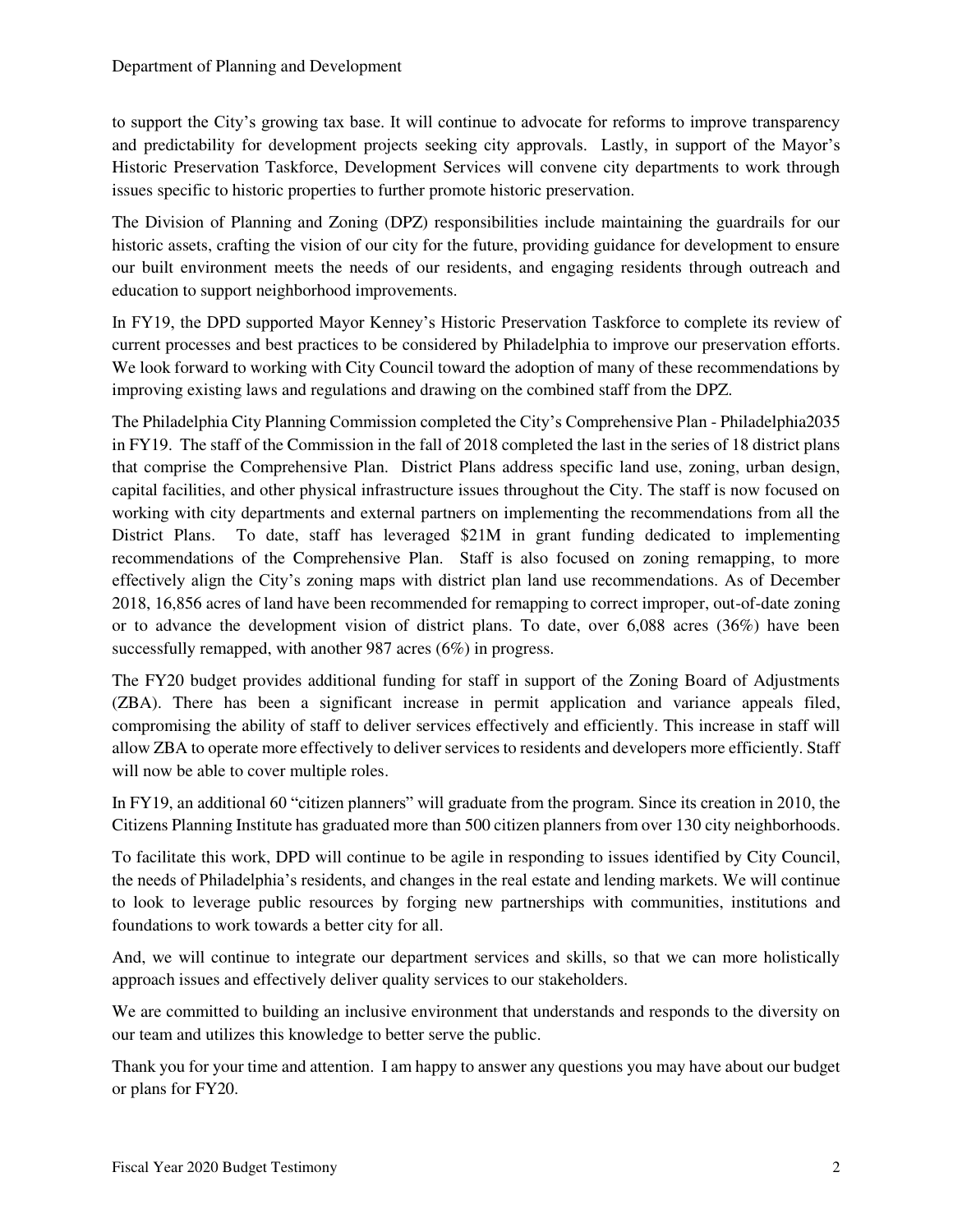to support the City's growing tax base. It will continue to advocate for reforms to improve transparency and predictability for development projects seeking city approvals. Lastly, in support of the Mayor's Historic Preservation Taskforce, Development Services will convene city departments to work through issues specific to historic properties to further promote historic preservation.

The Division of Planning and Zoning (DPZ) responsibilities include maintaining the guardrails for our historic assets, crafting the vision of our city for the future, providing guidance for development to ensure our built environment meets the needs of our residents, and engaging residents through outreach and education to support neighborhood improvements.

In FY19, the DPD supported Mayor Kenney's Historic Preservation Taskforce to complete its review of current processes and best practices to be considered by Philadelphia to improve our preservation efforts. We look forward to working with City Council toward the adoption of many of these recommendations by improving existing laws and regulations and drawing on the combined staff from the DPZ.

The Philadelphia City Planning Commission completed the City's Comprehensive Plan - Philadelphia2035 in FY19. The staff of the Commission in the fall of 2018 completed the last in the series of 18 district plans that comprise the Comprehensive Plan. District Plans address specific land use, zoning, urban design, capital facilities, and other physical infrastructure issues throughout the City. The staff is now focused on working with city departments and external partners on implementing the recommendations from all the District Plans. To date, staff has leveraged $21M in grant funding dedicated to implementing recommendations of the Comprehensive Plan. Staff is also focused on zoning remapping, to more effectively align the City's zoning maps with district plan land use recommendations. As of December 2018, 16,856 acres of land have been recommended for remapping to correct improper, out-of-date zoning or to advance the development vision of district plans. To date, over 6,088 acres (36%) have been successfully remapped, with another 987 acres (6%) in progress.

The FY20 budget provides additional funding for staff in support of the Zoning Board of Adjustments (ZBA). There has been a significant increase in permit application and variance appeals filed, compromising the ability of staff to deliver services effectively and efficiently. This increase in staff will allow ZBA to operate more effectively to deliver services to residents and developers more efficiently. Staff will now be able to cover multiple roles.

In FY19, an additional 60 "citizen planners" will graduate from the program. Since its creation in 2010, the Citizens Planning Institute has graduated more than 500 citizen planners from over 130 city neighborhoods.

To facilitate this work, DPD will continue to be agile in responding to issues identified by City Council, the needs of Philadelphia's residents, and changes in the real estate and lending markets. We will continue to look to leverage public resources by forging new partnerships with communities, institutions and foundations to work towards a better city for all.

And, we will continue to integrate our department services and skills, so that we can more holistically approach issues and effectively deliver quality services to our stakeholders.

We are committed to building an inclusive environment that understands and responds to the diversity on our team and utilizes this knowledge to better serve the public.

Thank you for your time and attention. I am happy to answer any questions you may have about our budget or plans for FY20.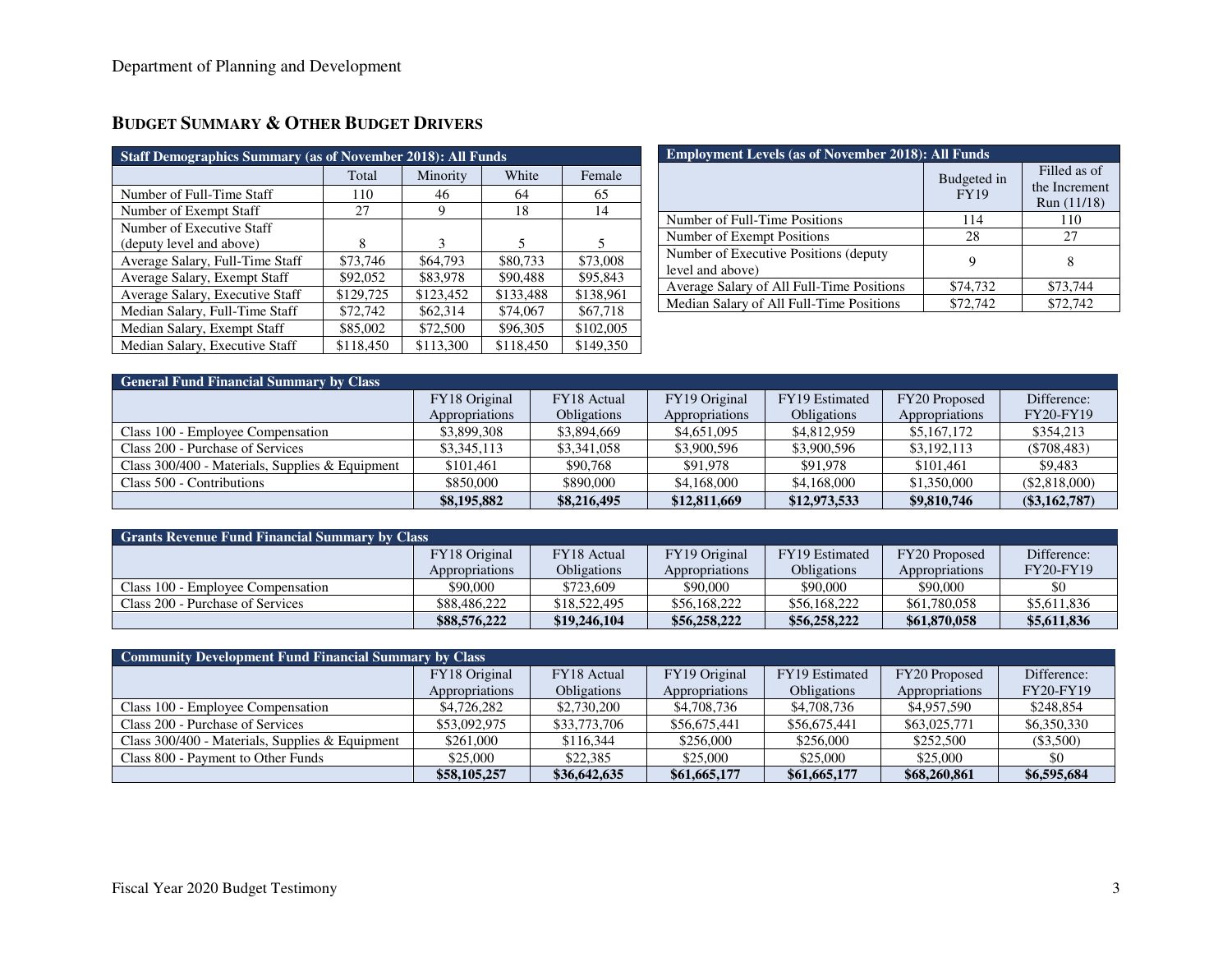Department of Planning and Development

## Budget Summary & Other Budget Drivers

| Staff Demographics Summary (as of November 2018): All Funds | | | | |
|---|---|---|---|---|
| | Total | Minority | White | Female |
| Number of Full-Time Staff | 110 | 46 | 64 | 65 |
| Number of Exempt Staff | 27 | 9 | 18 | 14 |
| Number of Executive Staff (deputy level and above) | 8 | 3 | 5 | 5 |
| Average Salary, Full-Time Staff | $73,746 | $64,793 | $80,733 | $73,008 |
| Average Salary, Exempt Staff | $92,052 | $83,978 | $90,488 | $95,843 |
| Average Salary, Executive Staff | $129,725 | $123,452 | $133,488 | $138,961 |
| Median Salary, Full-Time Staff | $72,742 | $62,314 | $74,067 | $67,718 |
| Median Salary, Exempt Staff | $85,002 | $72,500 | $96,305 | $102,005 |
| Median Salary, Executive Staff | $118,450 | $113,300 | $118,450 | $149,350 |

| Employment Levels (as of November 2018): All Funds | | |
|---|---|---|
| | Budgeted in FY19 | Filled as of the Increment Run (11/18) |
| Number of Full-Time Positions | 114 | 110 |
| Number of Exempt Positions | 28 | 27 |
| Number of Executive Positions (deputy level and above) | 9 | 8 |
| Average Salary of All Full-Time Positions | $74,732 | $73,744 |
| Median Salary of All Full-Time Positions | $72,742 | $72,742 |

| General Fund Financial Summary by Class | | | | | | |
|---|---|---|---|---|---|---|
| | FY18 Original Appropriations | FY18 Actual Obligations | FY19 Original Appropriations | FY19 Estimated Obligations | FY20 Proposed Appropriations | Difference: FY20-FY19 |
| Class 100 - Employee Compensation | $3,899,308 | $3,894,669 | $4,651,095 | $4,812,959 | $5,167,172 | $354,213 |
| Class 200 - Purchase of Services | $3,345,113 | $3,341,058 | $3,900,596 | $3,900,596 | $3,192,113 | ($708,483) |
| Class 300/400 - Materials, Supplies & Equipment | $101,461 | $90,768 | $91,978 | $91,978 | $101,461 | $9,483 |
| Class 500 - Contributions | $850,000 | $890,000 | $4,168,000 | $4,168,000 | $1,350,000 | ($2,818,000) |
| | **$8,195,882** | **$8,216,495** | **$12,811,669** | **$12,973,533** | **$9,810,746** | **($3,162,787)** |

| Grants Revenue Fund Financial Summary by Class | | | | | | |
|---|---|---|---|---|---|---|
| | FY18 Original Appropriations | FY18 Actual Obligations | FY19 Original Appropriations | FY19 Estimated Obligations | FY20 Proposed Appropriations | Difference: FY20-FY19 |
| Class 100 - Employee Compensation | $90,000 | $723,609 | $90,000 | $90,000 | $90,000 | $0 |
| Class 200 - Purchase of Services | $88,486,222 | $18,522,495 | $56,168,222 | $56,168,222 | $61,780,058 | $5,611,836 |
| | **$88,576,222** | **$19,246,104** | **$56,258,222** | **$56,258,222** | **$61,870,058** | **$5,611,836** |

| Community Development Fund Financial Summary by Class | | | | | | |
|---|---|---|---|---|---|---|
| | FY18 Original Appropriations | FY18 Actual Obligations | FY19 Original Appropriations | FY19 Estimated Obligations | FY20 Proposed Appropriations | Difference: FY20-FY19 |
| Class 100 - Employee Compensation | $4,726,282 | $2,730,200 | $4,708,736 | $4,708,736 | $4,957,590 | $248,854 |
| Class 200 - Purchase of Services | $53,092,975 | $33,773,706 | $56,675,441 | $56,675,441 | $63,025,771 | $6,350,330 |
| Class 300/400 - Materials, Supplies & Equipment | $261,000 | $116,344 | $256,000 | $256,000 | $252,500 | ($3,500) |
| Class 800 - Payment to Other Funds | $25,000 | $22,385 | $25,000 | $25,000 | $25,000 | $0 |
| | **$58,105,257** | **$36,642,635** | **$61,665,177** | **$61,665,177** | **$68,260,861** | **$6,595,684** |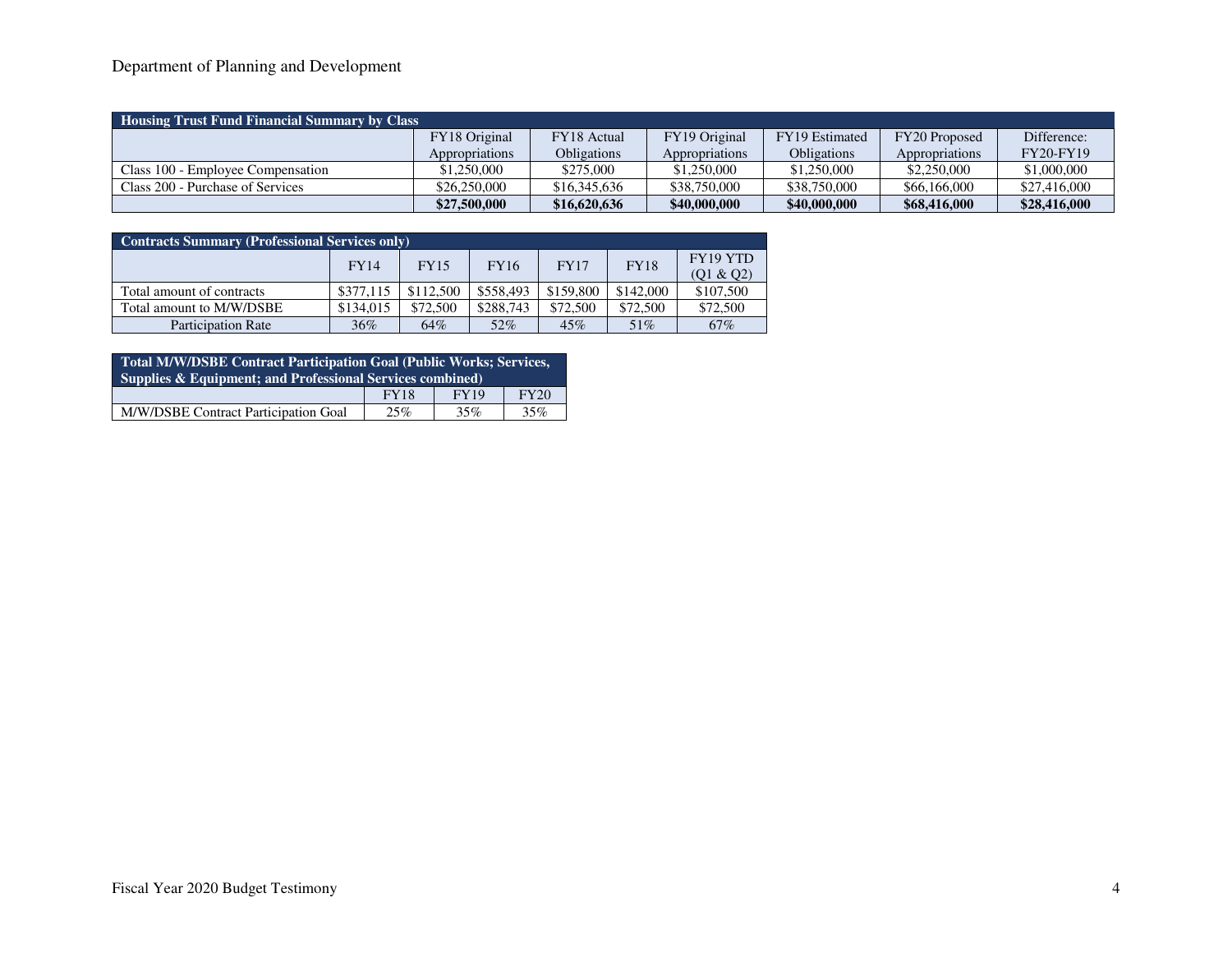Department of Planning and Development

| Housing Trust Fund Financial Summary by Class | | | | | | |
|---|---|---|---|---|---|---|
| | FY18 Original Appropriations | FY18 Actual Obligations | FY19 Original Appropriations | FY19 Estimated Obligations | FY20 Proposed Appropriations | Difference: FY20-FY19 |
| Class 100 - Employee Compensation | $1,250,000 | $275,000 | $1,250,000 | $1,250,000 | $2,250,000 | $1,000,000 |
| Class 200 - Purchase of Services | $26,250,000 | $16,345,636 | $38,750,000 | $38,750,000 | $66,166,000 | $27,416,000 |
| | **$27,500,000** | **$16,620,636** | **$40,000,000** | **$40,000,000** | **$68,416,000** | **$28,416,000** |

| Contracts Summary (Professional Services only) | | | | | | |
|---|---|---|---|---|---|---|
| | FY14 | FY15 | FY16 | FY17 | FY18 | FY19 YTD (Q1 & Q2) |
| Total amount of contracts | $377,115 | $112,500 | $558,493 | $159,800 | $142,000 | $107,500 |
| Total amount to M/W/DSBE | $134,015 | $72,500 | $288,743 | $72,500 | $72,500 | $72,500 |
| Participation Rate | 36% | 64% | 52% | 45% | 51% | 67% |

| Total M/W/DSBE Contract Participation Goal (Public Works; Services, Supplies & Equipment; and Professional Services combined) | | | |
|---|---|---|---|
| | FY18 | FY19 | FY20 |
| M/W/DSBE Contract Participation Goal | 25% | 35% | 35% |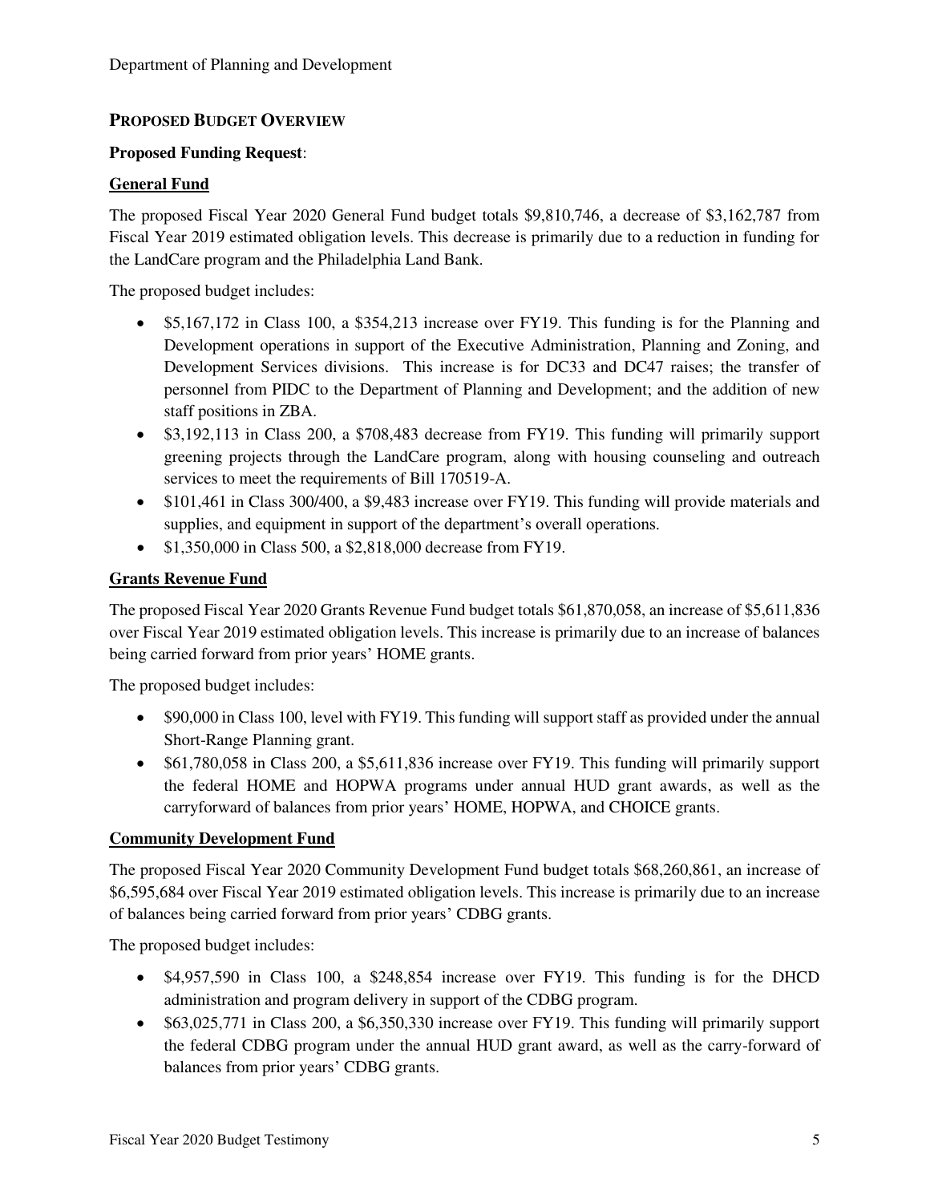## PROPOSED BUDGET OVERVIEW

**Proposed Funding Request**:

**General Fund**

The proposed Fiscal Year 2020 General Fund budget totals $9,810,746, a decrease of $3,162,787 from Fiscal Year 2019 estimated obligation levels. This decrease is primarily due to a reduction in funding for the LandCare program and the Philadelphia Land Bank.

The proposed budget includes:

- $5,167,172 in Class 100, a $354,213 increase over FY19. This funding is for the Planning and Development operations in support of the Executive Administration, Planning and Zoning, and Development Services divisions. This increase is for DC33 and DC47 raises; the transfer of personnel from PIDC to the Department of Planning and Development; and the addition of new staff positions in ZBA.
- $3,192,113 in Class 200, a $708,483 decrease from FY19. This funding will primarily support greening projects through the LandCare program, along with housing counseling and outreach services to meet the requirements of Bill 170519-A.
- $101,461 in Class 300/400, a $9,483 increase over FY19. This funding will provide materials and supplies, and equipment in support of the department's overall operations.
- $1,350,000 in Class 500, a $2,818,000 decrease from FY19.

**Grants Revenue Fund**

The proposed Fiscal Year 2020 Grants Revenue Fund budget totals $61,870,058, an increase of $5,611,836 over Fiscal Year 2019 estimated obligation levels. This increase is primarily due to an increase of balances being carried forward from prior years' HOME grants.

The proposed budget includes:

- $90,000 in Class 100, level with FY19. This funding will support staff as provided under the annual Short-Range Planning grant.
- $61,780,058 in Class 200, a $5,611,836 increase over FY19. This funding will primarily support the federal HOME and HOPWA programs under annual HUD grant awards, as well as the carryforward of balances from prior years' HOME, HOPWA, and CHOICE grants.

**Community Development Fund**

The proposed Fiscal Year 2020 Community Development Fund budget totals $68,260,861, an increase of $6,595,684 over Fiscal Year 2019 estimated obligation levels. This increase is primarily due to an increase of balances being carried forward from prior years' CDBG grants.

The proposed budget includes:

- $4,957,590 in Class 100, a $248,854 increase over FY19. This funding is for the DHCD administration and program delivery in support of the CDBG program.
- $63,025,771 in Class 200, a $6,350,330 increase over FY19. This funding will primarily support the federal CDBG program under the annual HUD grant award, as well as the carry-forward of balances from prior years' CDBG grants.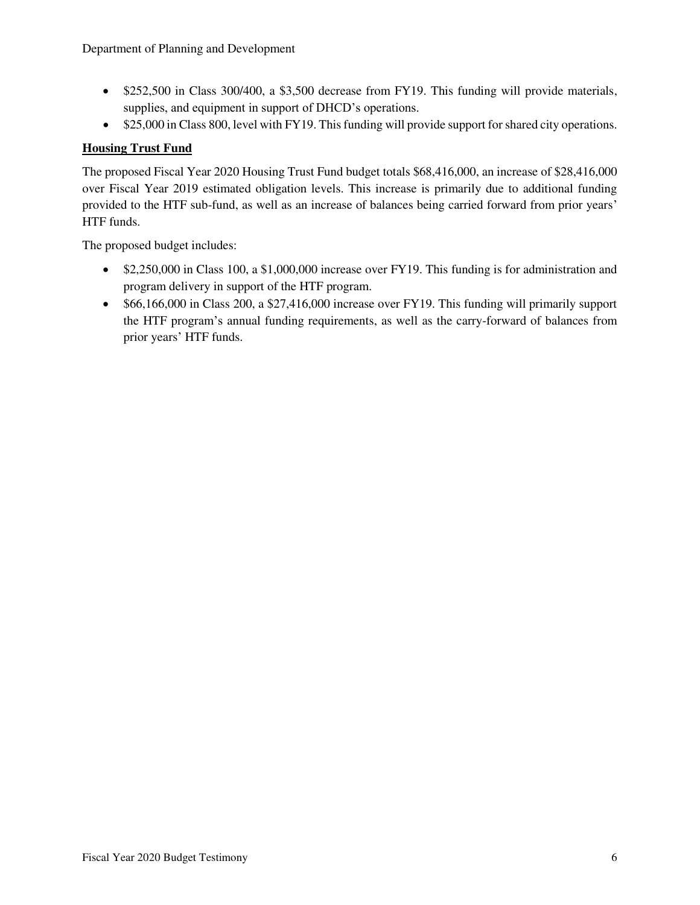- $252,500 in Class 300/400, a $3,500 decrease from FY19. This funding will provide materials, supplies, and equipment in support of DHCD's operations.
- $25,000 in Class 800, level with FY19. This funding will provide support for shared city operations.

**Housing Trust Fund**

The proposed Fiscal Year 2020 Housing Trust Fund budget totals $68,416,000, an increase of $28,416,000 over Fiscal Year 2019 estimated obligation levels. This increase is primarily due to additional funding provided to the HTF sub-fund, as well as an increase of balances being carried forward from prior years' HTF funds.

The proposed budget includes:

- $2,250,000 in Class 100, a $1,000,000 increase over FY19. This funding is for administration and program delivery in support of the HTF program.
- $66,166,000 in Class 200, a $27,416,000 increase over FY19. This funding will primarily support the HTF program's annual funding requirements, as well as the carry-forward of balances from prior years' HTF funds.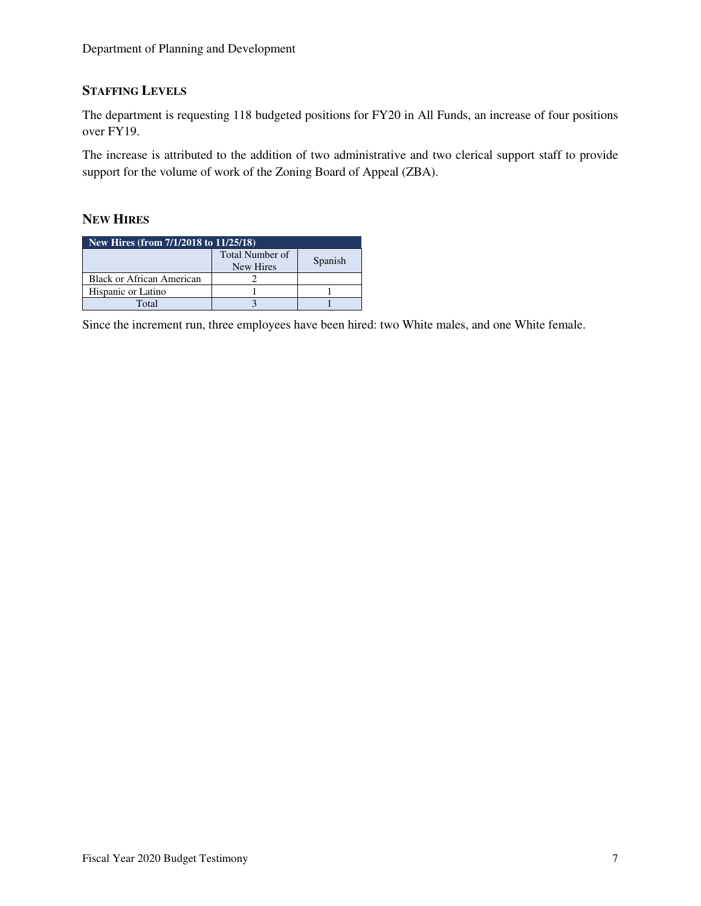### STAFFING LEVELS

The department is requesting 118 budgeted positions for FY20 in All Funds, an increase of four positions over FY19.

The increase is attributed to the addition of two administrative and two clerical support staff to provide support for the volume of work of the Zoning Board of Appeal (ZBA).

### NEW HIRES

| New Hires (from 7/1/2018 to 11/25/18) | | |
|---|---|---|
| | Total Number of New Hires | Spanish |
| Black or African American | 2 | |
| Hispanic or Latino | 1 | 1 |
| Total | 3 | 1 |

Since the increment run, three employees have been hired: two White males, and one White female.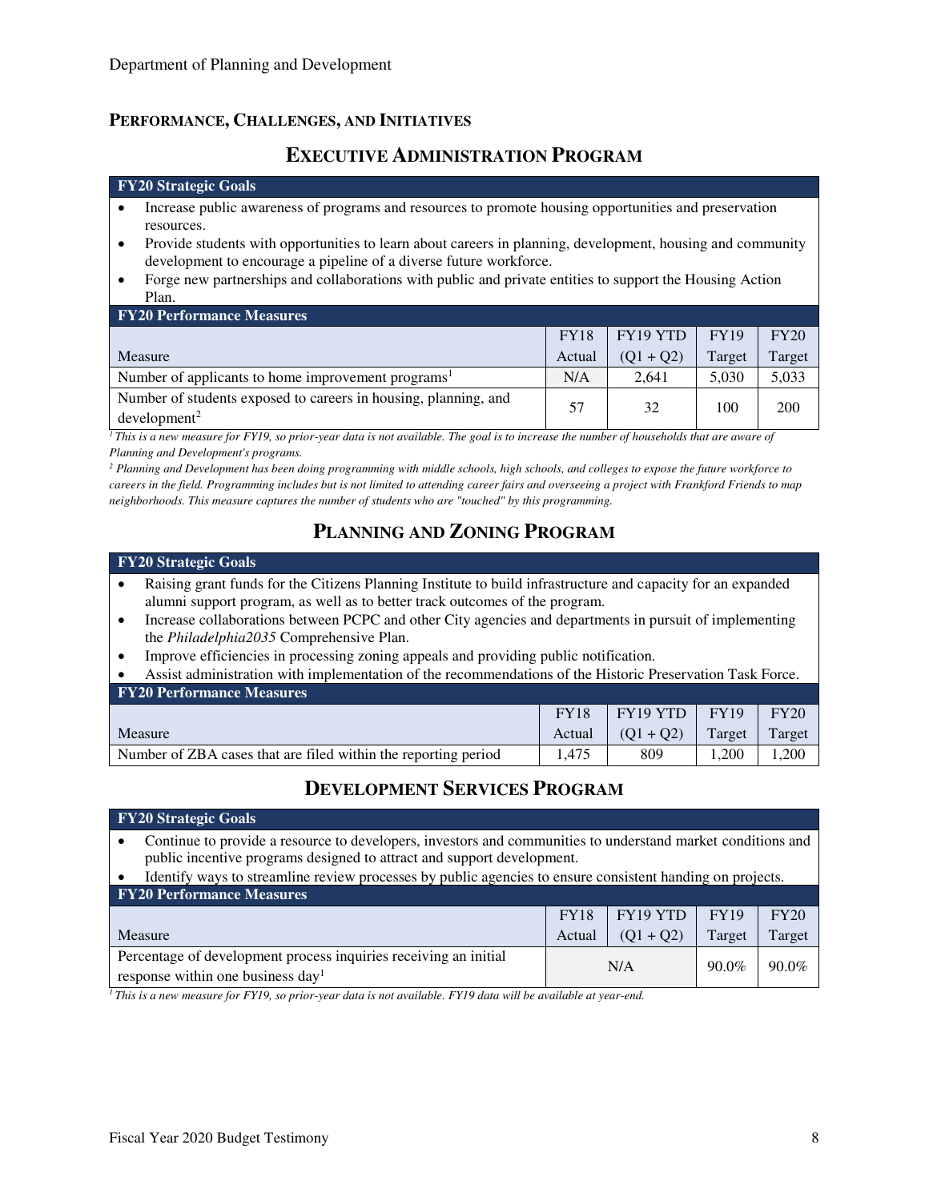## PERFORMANCE, CHALLENGES, AND INITIATIVES

### EXECUTIVE ADMINISTRATION PROGRAM

**FY20 Strategic Goals**

- Increase public awareness of programs and resources to promote housing opportunities and preservation resources.
- Provide students with opportunities to learn about careers in planning, development, housing and community development to encourage a pipeline of a diverse future workforce.
- Forge new partnerships and collaborations with public and private entities to support the Housing Action Plan.

**FY20 Performance Measures**

| Measure | FY18 Actual | FY19 YTD (Q1 + Q2) | FY19 Target | FY20 Target |
|---|---|---|---|---|
| Number of applicants to home improvement programs[1] | N/A | 2,641 | 5,030 | 5,033 |
| Number of students exposed to careers in housing, planning, and development[2] | 57 | 32 | 100 | 200 |

*[1] This is a new measure for FY19, so prior-year data is not available. The goal is to increase the number of households that are aware of Planning and Development's programs.*

*[2] Planning and Development has been doing programming with middle schools, high schools, and colleges to expose the future workforce to careers in the field. Programming includes but is not limited to attending career fairs and overseeing a project with Frankford Friends to map neighborhoods. This measure captures the number of students who are "touched" by this programming.*

### PLANNING AND ZONING PROGRAM

**FY20 Strategic Goals**

- Raising grant funds for the Citizens Planning Institute to build infrastructure and capacity for an expanded alumni support program, as well as to better track outcomes of the program.
- Increase collaborations between PCPC and other City agencies and departments in pursuit of implementing the *Philadelphia2035* Comprehensive Plan.
- Improve efficiencies in processing zoning appeals and providing public notification.
- Assist administration with implementation of the recommendations of the Historic Preservation Task Force.

**FY20 Performance Measures**

| Measure | FY18 Actual | FY19 YTD (Q1 + Q2) | FY19 Target | FY20 Target |
|---|---|---|---|---|
| Number of ZBA cases that are filed within the reporting period | 1,475 | 809 | 1,200 | 1,200 |

### DEVELOPMENT SERVICES PROGRAM

**FY20 Strategic Goals**

- Continue to provide a resource to developers, investors and communities to understand market conditions and public incentive programs designed to attract and support development.
- Identify ways to streamline review processes by public agencies to ensure consistent handing on projects.

**FY20 Performance Measures**

| Measure | FY18 Actual | FY19 YTD (Q1 + Q2) | FY19 Target | FY20 Target |
|---|---|---|---|---|
| Percentage of development process inquiries receiving an initial response within one business day[1] | N/A | | 90.0% | 90.0% |

*[1] This is a new measure for FY19, so prior-year data is not available. FY19 data will be available at year-end.*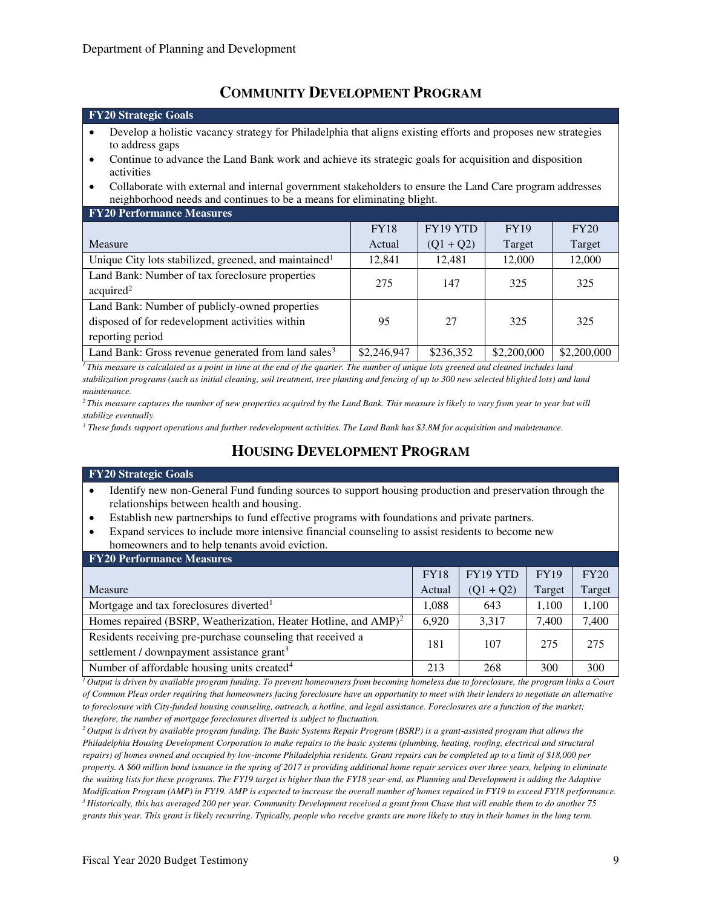## Community Development Program

**FY20 Strategic Goals**

- Develop a holistic vacancy strategy for Philadelphia that aligns existing efforts and proposes new strategies to address gaps
- Continue to advance the Land Bank work and achieve its strategic goals for acquisition and disposition activities
- Collaborate with external and internal government stakeholders to ensure the Land Care program addresses neighborhood needs and continues to be a means for eliminating blight.

**FY20 Performance Measures**

| Measure | FY18 Actual | FY19 YTD (Q1 + Q2) | FY19 Target | FY20 Target |
|---|---|---|---|---|
| Unique City lots stabilized, greened, and maintained[1] | 12,841 | 12,481 | 12,000 | 12,000 |
| Land Bank: Number of tax foreclosure properties acquired[2] | 275 | 147 | 325 | 325 |
| Land Bank: Number of publicly-owned properties disposed of for redevelopment activities within reporting period | 95 | 27 | 325 | 325 |
| Land Bank: Gross revenue generated from land sales[3] | $2,246,947 | $236,352 | $2,200,000 | $2,200,000 |

*[1] This measure is calculated as a point in time at the end of the quarter. The number of unique lots greened and cleaned includes land stabilization programs (such as initial cleaning, soil treatment, tree planting and fencing of up to 300 new selected blighted lots) and land maintenance.*

*[2] This measure captures the number of new properties acquired by the Land Bank. This measure is likely to vary from year to year but will stabilize eventually.*

*[3] These funds support operations and further redevelopment activities. The Land Bank has $3.8M for acquisition and maintenance.*

## Housing Development Program

**FY20 Strategic Goals**

- Identify new non-General Fund funding sources to support housing production and preservation through the relationships between health and housing.
- Establish new partnerships to fund effective programs with foundations and private partners.
- Expand services to include more intensive financial counseling to assist residents to become new homeowners and to help tenants avoid eviction.

**FY20 Performance Measures**

| Measure | FY18 Actual | FY19 YTD (Q1 + Q2) | FY19 Target | FY20 Target |
|---|---|---|---|---|
| Mortgage and tax foreclosures diverted[1] | 1,088 | 643 | 1,100 | 1,100 |
| Homes repaired (BSRP, Weatherization, Heater Hotline, and AMP)[2] | 6,920 | 3,317 | 7,400 | 7,400 |
| Residents receiving pre-purchase counseling that received a settlement / downpayment assistance grant[3] | 181 | 107 | 275 | 275 |
| Number of affordable housing units created[4] | 213 | 268 | 300 | 300 |

*[1] Output is driven by available program funding. To prevent homeowners from becoming homeless due to foreclosure, the program links a Court of Common Pleas order requiring that homeowners facing foreclosure have an opportunity to meet with their lenders to negotiate an alternative to foreclosure with City-funded housing counseling, outreach, a hotline, and legal assistance. Foreclosures are a function of the market; therefore, the number of mortgage foreclosures diverted is subject to fluctuation.*

*[2] Output is driven by available program funding. The Basic Systems Repair Program (BSRP) is a grant-assisted program that allows the Philadelphia Housing Development Corporation to make repairs to the basic systems (plumbing, heating, roofing, electrical and structural repairs) of homes owned and occupied by low-income Philadelphia residents. Grant repairs can be completed up to a limit of $18,000 per property. A $60 million bond issuance in the spring of 2017 is providing additional home repair services over three years, helping to eliminate the waiting lists for these programs. The FY19 target is higher than the FY18 year-end, as Planning and Development is adding the Adaptive Modification Program (AMP) in FY19. AMP is expected to increase the overall number of homes repaired in FY19 to exceed FY18 performance.*

*[3] Historically, this has averaged 200 per year. Community Development received a grant from Chase that will enable them to do another 75 grants this year. This grant is likely recurring. Typically, people who receive grants are more likely to stay in their homes in the long term.*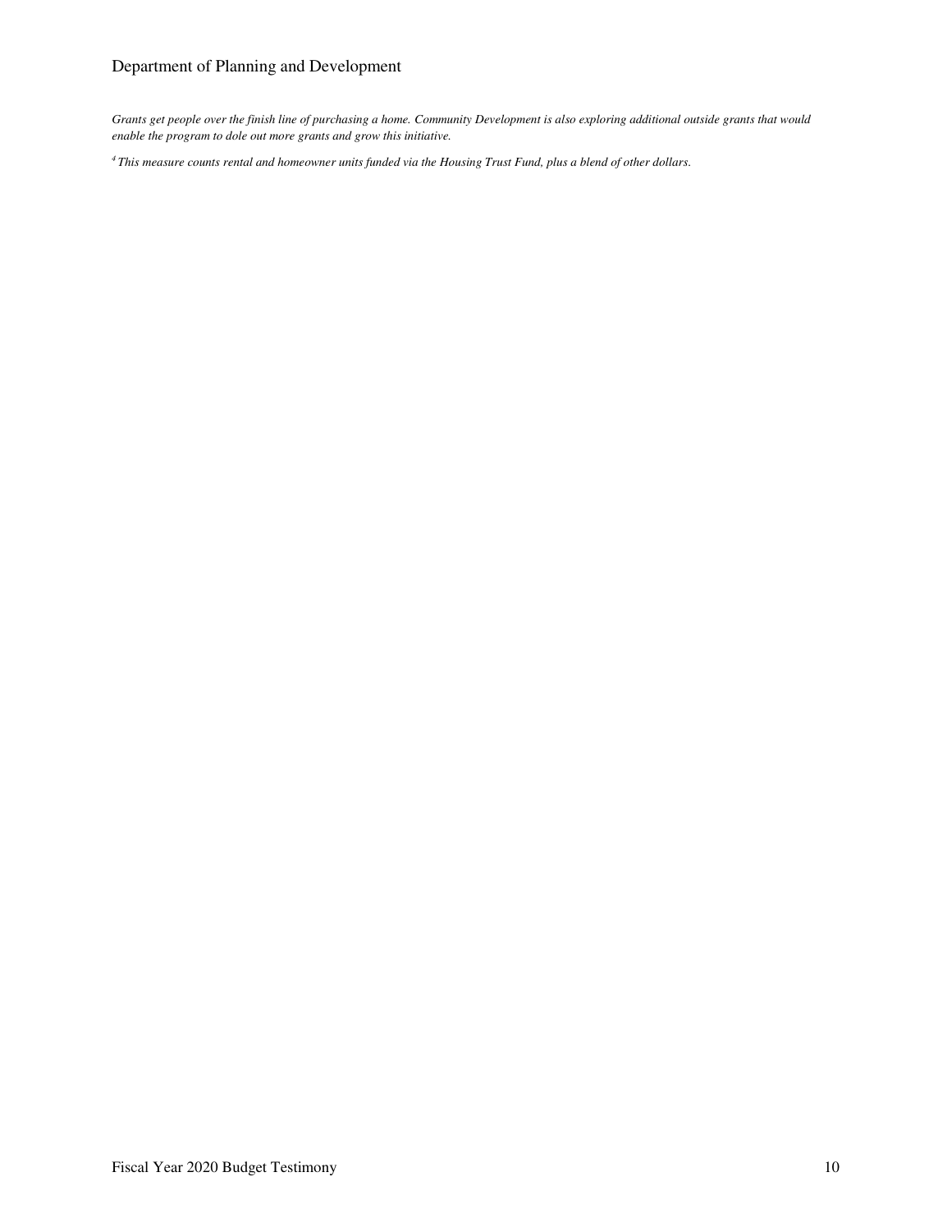*Grants get people over the finish line of purchasing a home. Community Development is also exploring additional outside grants that would enable the program to dole out more grants and grow this initiative.*

[4] *This measure counts rental and homeowner units funded via the Housing Trust Fund, plus a blend of other dollars.*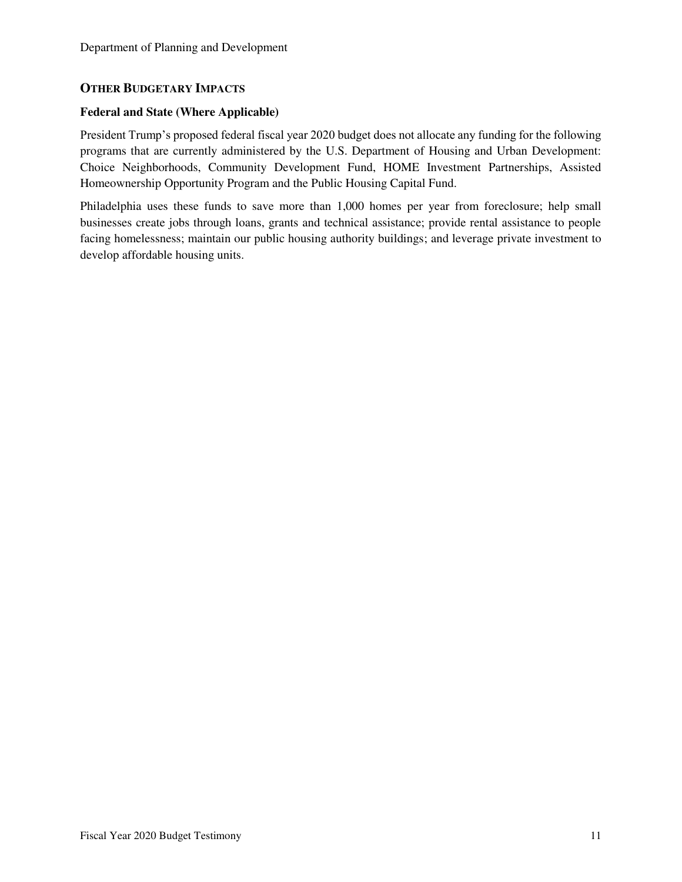## OTHER BUDGETARY IMPACTS

### Federal and State (Where Applicable)

President Trump's proposed federal fiscal year 2020 budget does not allocate any funding for the following programs that are currently administered by the U.S. Department of Housing and Urban Development: Choice Neighborhoods, Community Development Fund, HOME Investment Partnerships, Assisted Homeownership Opportunity Program and the Public Housing Capital Fund.

Philadelphia uses these funds to save more than 1,000 homes per year from foreclosure; help small businesses create jobs through loans, grants and technical assistance; provide rental assistance to people facing homelessness; maintain our public housing authority buildings; and leverage private investment to develop affordable housing units.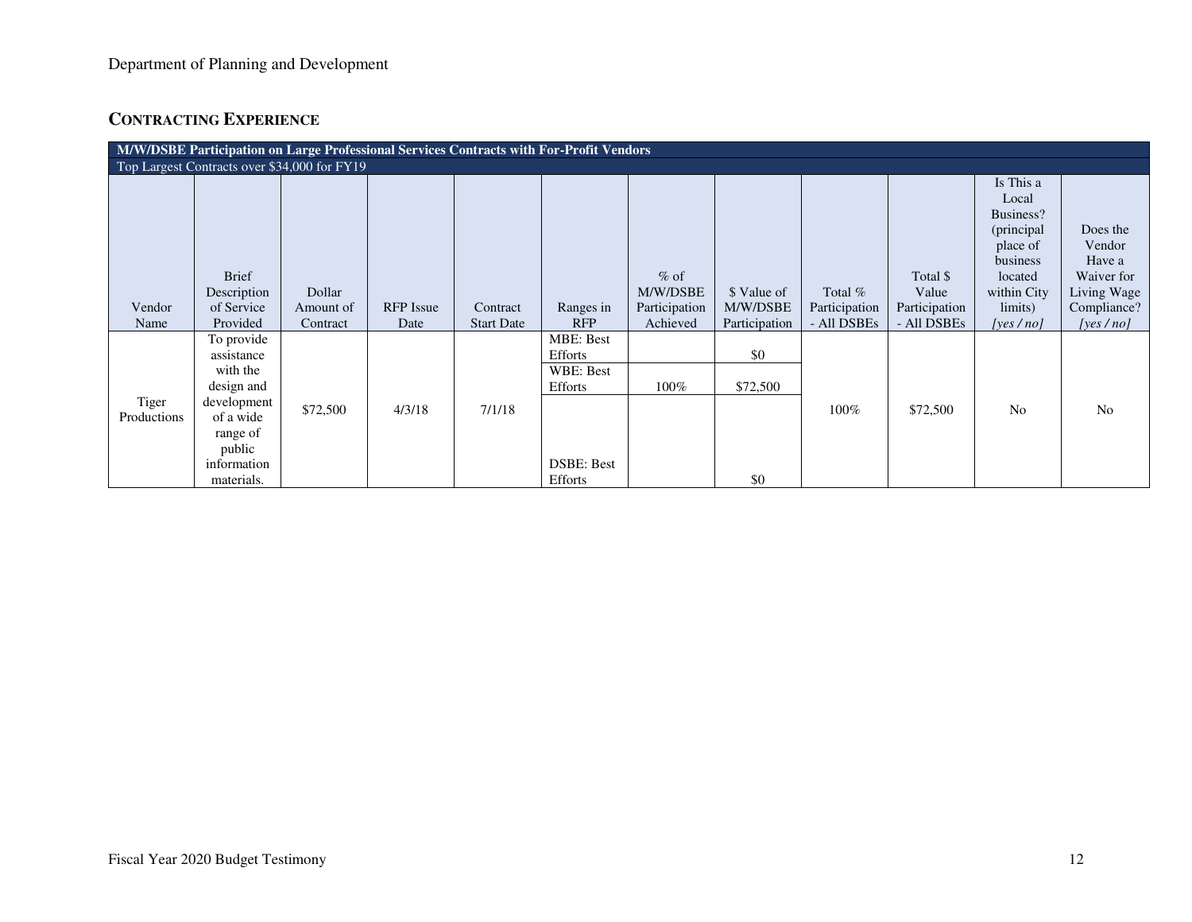## CONTRACTING EXPERIENCE

| M/W/DSBE Participation on Large Professional Services Contracts with For-Profit Vendors | | | | | | | | | | | |
|---|---|---|---|---|---|---|---|---|---|---|---|
| Top Largest Contracts over $34,000 for FY19 | | | | | | | | | | | |
| Vendor Name | Brief Description of Service Provided | Dollar Amount of Contract | RFP Issue Date | Contract Start Date | Ranges in RFP | % of M/W/DSBE Participation Achieved | $ Value of M/W/DSBE Participation | Total % Participation - All DSBEs | Total $ Value Participation - All DSBEs | Is This a Local Business? (principal place of business located within City limits) *[yes / no]* | Does the Vendor Have a Waiver for Living Wage Compliance? *[yes / no]* |
| Tiger Productions | To provide assistance with the design and development of a wide range of public information materials. | $72,500 | 4/3/18 | 7/1/18 | MBE: Best Efforts | | $0 | 100% | $72,500 | No | No |
| | | | | | WBE: Best Efforts | 100% | $72,500 | | | | |
| | | | | | DSBE: Best Efforts | | $0 | | | | |

Department of Planning and Development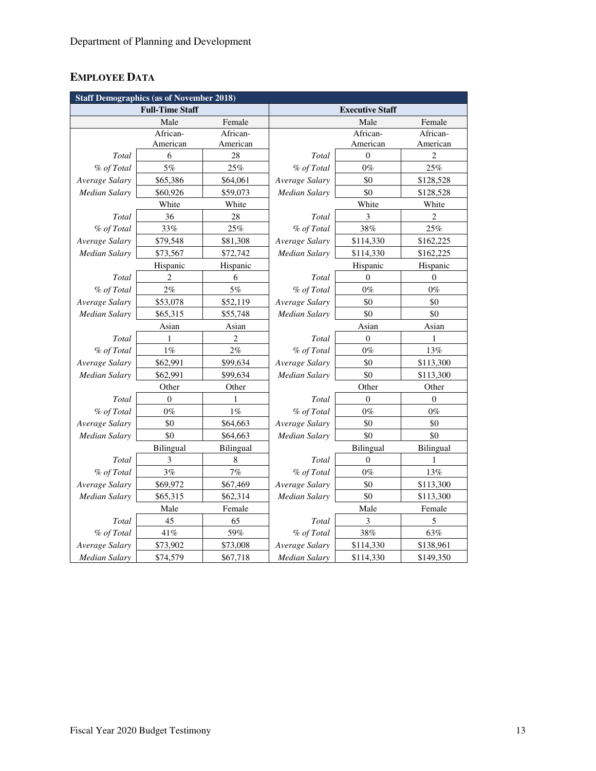Department of Planning and Development

## Employee Data

| Staff Demographics (as of November 2018) | | | | | |
|---|---|---|---|---|---|
| **Full-Time Staff** | | | **Executive Staff** | | |
| | Male | Female | | Male | Female |
| | African-American | African-American | | African-American | African-American |
| *Total* | 6 | 28 | *Total* | 0 | 2 |
| *% of Total* | 5% | 25% | *% of Total* | 0% | 25% |
| *Average Salary* | $65,386 | $64,061 | *Average Salary* | $0 | $128,528 |
| *Median Salary* | $60,926 | $59,073 | *Median Salary* | $0 | $128,528 |
| | White | White | | White | White |
| *Total* | 36 | 28 | *Total* | 3 | 2 |
| *% of Total* | 33% | 25% | *% of Total* | 38% | 25% |
| *Average Salary* | $79,548 | $81,308 | *Average Salary* | $114,330 | $162,225 |
| *Median Salary* | $73,567 | $72,742 | *Median Salary* | $114,330 | $162,225 |
| | Hispanic | Hispanic | | Hispanic | Hispanic |
| *Total* | 2 | 6 | *Total* | 0 | 0 |
| *% of Total* | 2% | 5% | *% of Total* | 0% | 0% |
| *Average Salary* | $53,078 | $52,119 | *Average Salary* | $0 | $0 |
| *Median Salary* | $65,315 | $55,748 | *Median Salary* | $0 | $0 |
| | Asian | Asian | | Asian | Asian |
| *Total* | 1 | 2 | *Total* | 0 | 1 |
| *% of Total* | 1% | 2% | *% of Total* | 0% | 13% |
| *Average Salary* | $62,991 | $99,634 | *Average Salary* | $0 | $113,300 |
| *Median Salary* | $62,991 | $99,634 | *Median Salary* | $0 | $113,300 |
| | Other | Other | | Other | Other |
| *Total* | 0 | 1 | *Total* | 0 | 0 |
| *% of Total* | 0% | 1% | *% of Total* | 0% | 0% |
| *Average Salary* | $0 | $64,663 | *Average Salary* | $0 | $0 |
| *Median Salary* | $0 | $64,663 | *Median Salary* | $0 | $0 |
| | Bilingual | Bilingual | | Bilingual | Bilingual |
| *Total* | 3 | 8 | *Total* | 0 | 1 |
| *% of Total* | 3% | 7% | *% of Total* | 0% | 13% |
| *Average Salary* | $69,972 | $67,469 | *Average Salary* | $0 | $113,300 |
| *Median Salary* | $65,315 | $62,314 | *Median Salary* | $0 | $113,300 |
| | Male | Female | | Male | Female |
| *Total* | 45 | 65 | *Total* | 3 | 5 |
| *% of Total* | 41% | 59% | *% of Total* | 38% | 63% |
| *Average Salary* | $73,902 | $73,008 | *Average Salary* | $114,330 | $138,961 |
| *Median Salary* | $74,579 | $67,718 | *Median Salary* | $114,330 | $149,350 |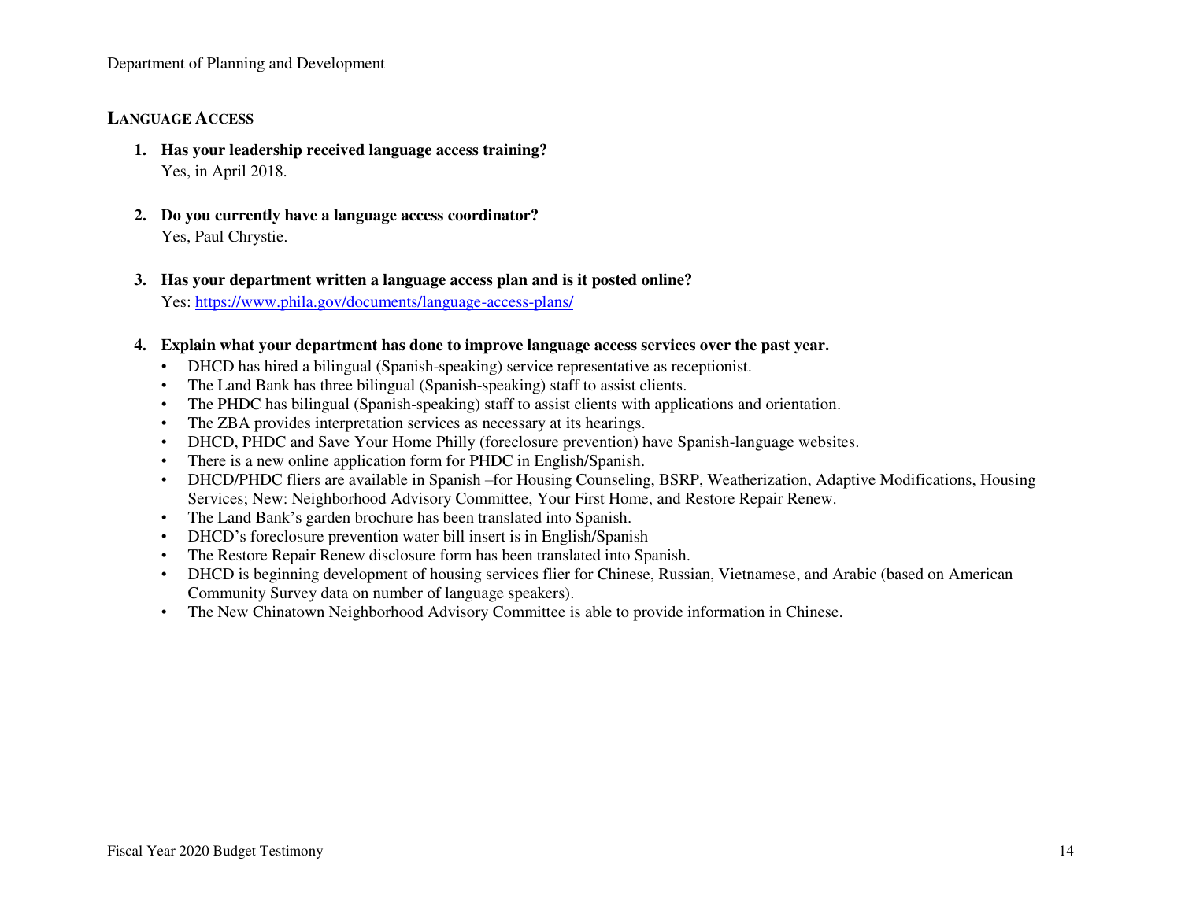## LANGUAGE ACCESS

1. **Has your leadership received language access training?**
   Yes, in April 2018.

2. **Do you currently have a language access coordinator?**
   Yes, Paul Chrystie.

3. **Has your department written a language access plan and is it posted online?**
   Yes: https://www.phila.gov/documents/language-access-plans/

4. **Explain what your department has done to improve language access services over the past year.**
   - DHCD has hired a bilingual (Spanish-speaking) service representative as receptionist.
   - The Land Bank has three bilingual (Spanish-speaking) staff to assist clients.
   - The PHDC has bilingual (Spanish-speaking) staff to assist clients with applications and orientation.
   - The ZBA provides interpretation services as necessary at its hearings.
   - DHCD, PHDC and Save Your Home Philly (foreclosure prevention) have Spanish-language websites.
   - There is a new online application form for PHDC in English/Spanish.
   - DHCD/PHDC fliers are available in Spanish –for Housing Counseling, BSRP, Weatherization, Adaptive Modifications, Housing Services; New: Neighborhood Advisory Committee, Your First Home, and Restore Repair Renew.
   - The Land Bank's garden brochure has been translated into Spanish.
   - DHCD's foreclosure prevention water bill insert is in English/Spanish
   - The Restore Repair Renew disclosure form has been translated into Spanish.
   - DHCD is beginning development of housing services flier for Chinese, Russian, Vietnamese, and Arabic (based on American Community Survey data on number of language speakers).
   - The New Chinatown Neighborhood Advisory Committee is able to provide information in Chinese.